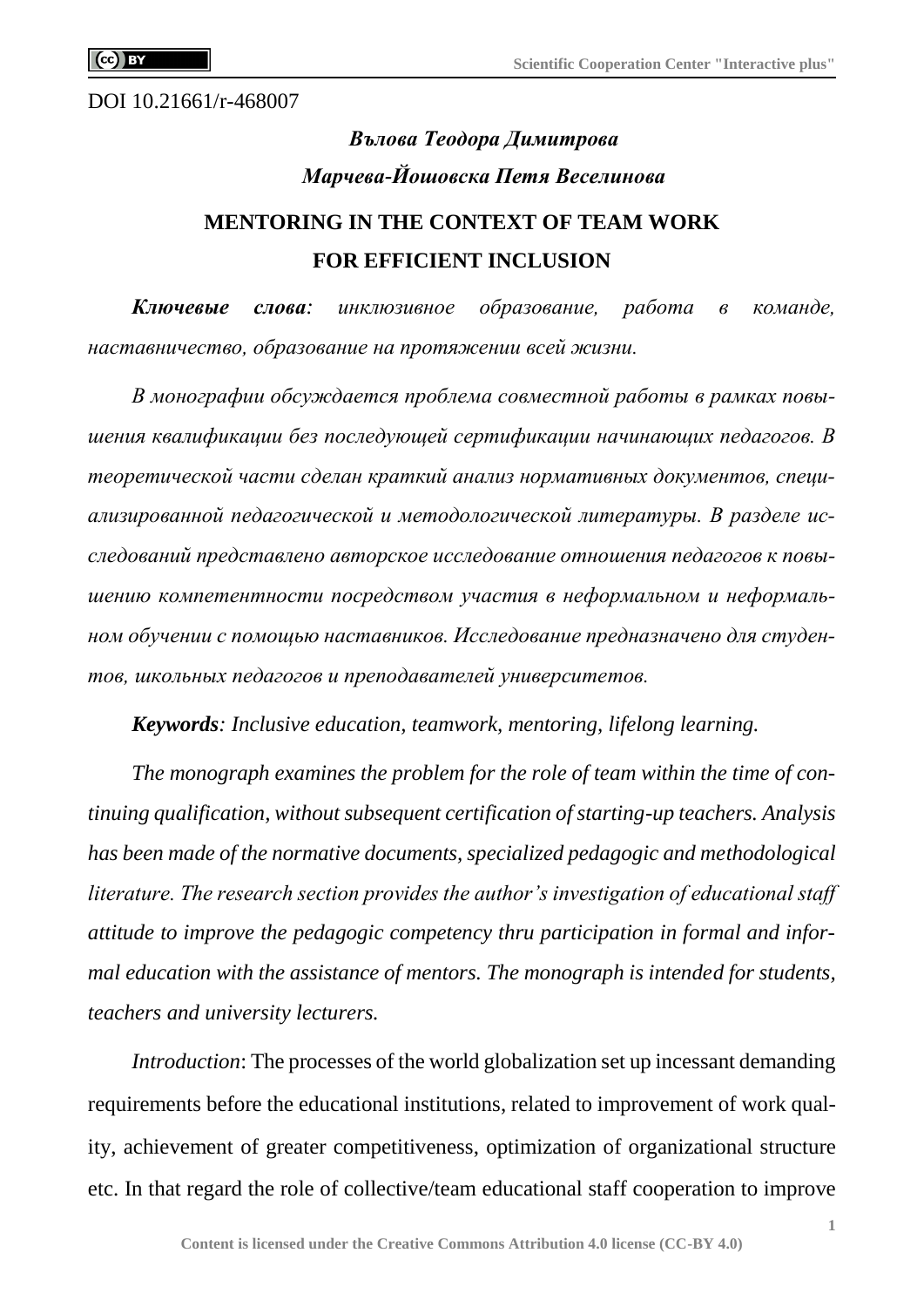DOI 10.21661/r-468007

***Вълова Теодора Димитрова***

***Марчева-Йошовска Петя Веселинова***

# MENTORING IN THE CONTEXT OF TEAM WORK FOR EFFICIENT INCLUSION

***Ключевые слова****: инклюзивное образование, работа в команде, наставничество, образование на протяжении всей жизни.*

*В монографии обсуждается проблема совместной работы в рамках повышения квалификации без последующей сертификации начинающих педагогов. В теоретической части сделан краткий анализ нормативных документов, специализированной педагогической и методологической литературы. В разделе исследований представлено авторское исследование отношения педагогов к повышению компетентности посредством участия в неформальном и неформальном обучении с помощью наставников. Исследование предназначено для студентов, школьных педагогов и преподавателей университетов.*

***Keywords****: Inclusive education, teamwork, mentoring, lifelong learning.*

*The monograph examines the problem for the role of team within the time of continuing qualification, without subsequent certification of starting-up teachers. Analysis has been made of the normative documents, specialized pedagogic and methodological literature. The research section provides the author's investigation of educational staff attitude to improve the pedagogic competency thru participation in formal and informal education with the assistance of mentors. The monograph is intended for students, teachers and university lecturers.*

*Introduction*: The processes of the world globalization set up incessant demanding requirements before the educational institutions, related to improvement of work quality, achievement of greater competitiveness, optimization of organizational structure etc. In that regard the role of collective/team educational staff cooperation to improve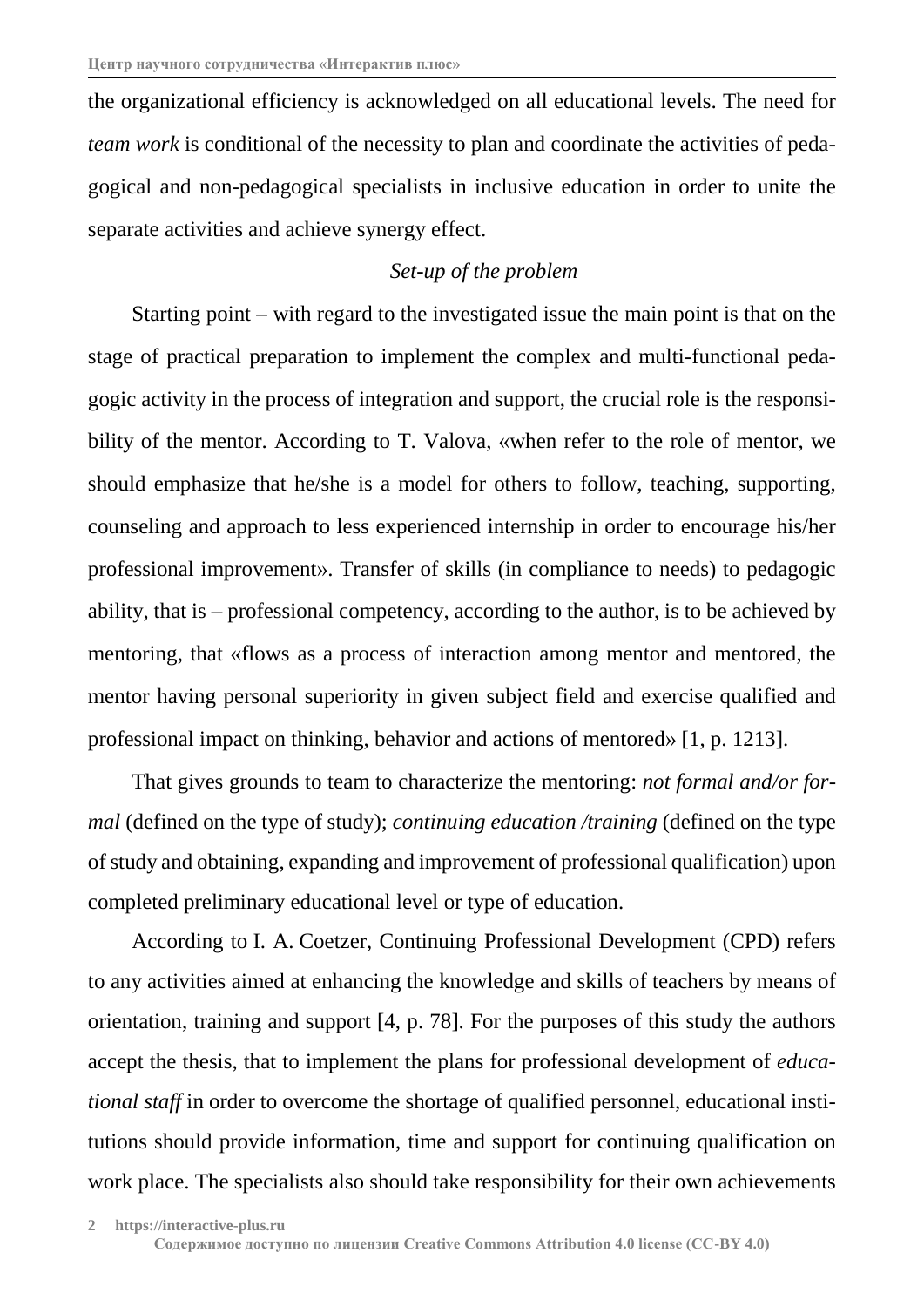the organizational efficiency is acknowledged on all educational levels. The need for *team work* is conditional of the necessity to plan and coordinate the activities of pedagogical and non-pedagogical specialists in inclusive education in order to unite the separate activities and achieve synergy effect.

*Set-up of the problem*

Starting point – with regard to the investigated issue the main point is that on the stage of practical preparation to implement the complex and multi-functional pedagogic activity in the process of integration and support, the crucial role is the responsibility of the mentor. According to T. Valova, «when refer to the role of mentor, we should emphasize that he/she is a model for others to follow, teaching, supporting, counseling and approach to less experienced internship in order to encourage his/her professional improvement». Transfer of skills (in compliance to needs) to pedagogic ability, that is – professional competency, according to the author, is to be achieved by mentoring, that «flows as a process of interaction among mentor and mentored, the mentor having personal superiority in given subject field and exercise qualified and professional impact on thinking, behavior and actions of mentored» [1, p. 1213].

That gives grounds to team to characterize the mentoring: *not formal and/or formal* (defined on the type of study); *continuing education /training* (defined on the type of study and obtaining, expanding and improvement of professional qualification) upon completed preliminary educational level or type of education.

According to I. A. Coetzer, Continuing Professional Development (CPD) refers to any activities aimed at enhancing the knowledge and skills of teachers by means of orientation, training and support [4, p. 78]. For the purposes of this study the authors accept the thesis, that to implement the plans for professional development of *educational staff* in order to overcome the shortage of qualified personnel, educational institutions should provide information, time and support for continuing qualification on work place. The specialists also should take responsibility for their own achievements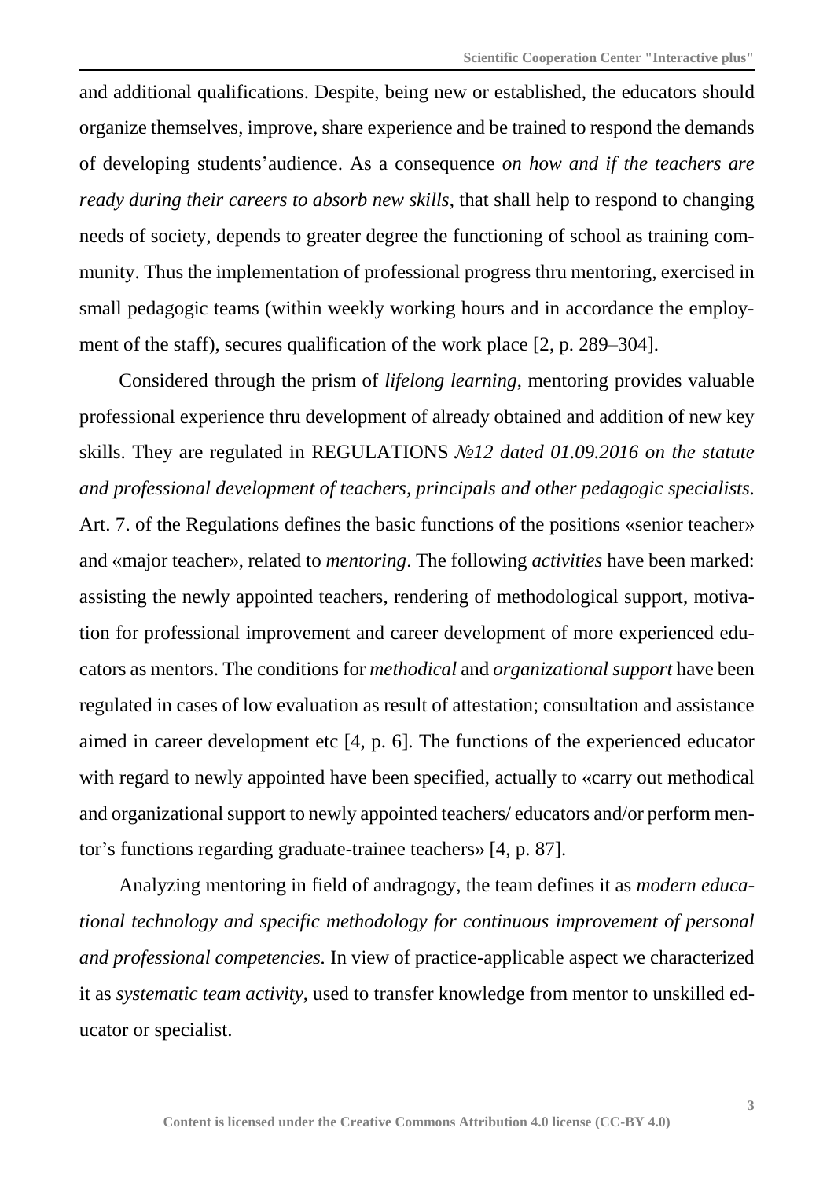and additional qualifications. Despite, being new or established, the educators should organize themselves, improve, share experience and be trained to respond the demands of developing students'audience. As a consequence *on how and if the teachers are ready during their careers to absorb new skills*, that shall help to respond to changing needs of society, depends to greater degree the functioning of school as training community. Thus the implementation of professional progress thru mentoring, exercised in small pedagogic teams (within weekly working hours and in accordance the employment of the staff), secures qualification of the work place [2, p. 289–304].

Considered through the prism of *lifelong learning*, mentoring provides valuable professional experience thru development of already obtained and addition of new key skills. They are regulated in REGULATIONS *№12 dated 01.09.2016 on the statute and professional development of teachers, principals and other pedagogic specialists.* Art. 7. of the Regulations defines the basic functions of the positions «senior teacher» and «major teacher», related to *mentoring*. The following *activities* have been marked: assisting the newly appointed teachers, rendering of methodological support, motivation for professional improvement and career development of more experienced educators as mentors. The conditions for *methodical* and *organizational support* have been regulated in cases of low evaluation as result of attestation; consultation and assistance aimed in career development etc [4, p. 6]. The functions of the experienced educator with regard to newly appointed have been specified, actually to «carry out methodical and organizational support to newly appointed teachers/ educators and/or perform mentor's functions regarding graduate-trainee teachers» [4, p. 87].

Analyzing mentoring in field of andragogy, the team defines it as *modern educational technology and specific methodology for continuous improvement of personal and professional competencies.* In view of practice-applicable aspect we characterized it as *systematic team activity*, used to transfer knowledge from mentor to unskilled educator or specialist.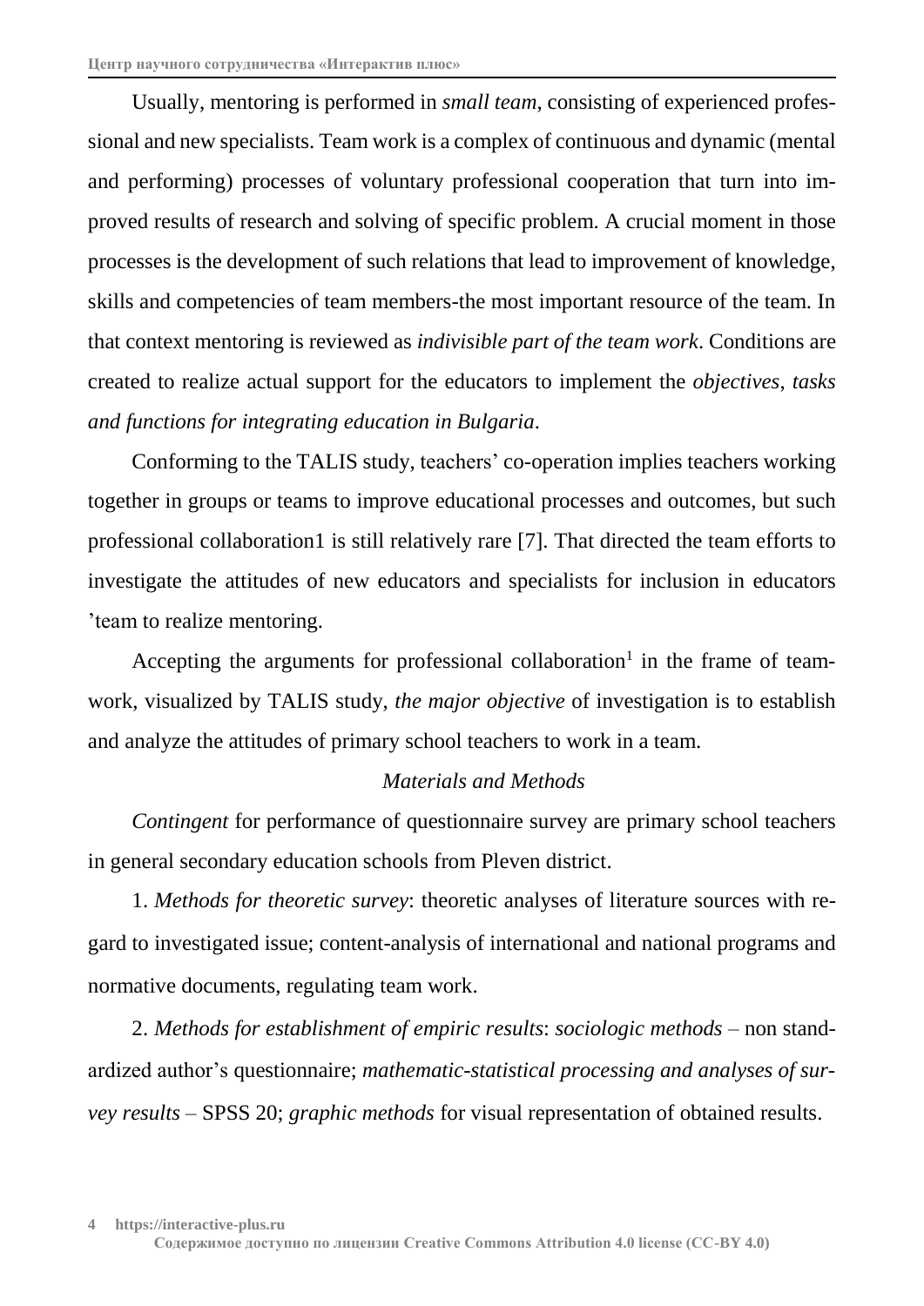Usually, mentoring is performed in *small team*, consisting of experienced professional and new specialists. Team work is a complex of continuous and dynamic (mental and performing) processes of voluntary professional cooperation that turn into improved results of research and solving of specific problem. A crucial moment in those processes is the development of such relations that lead to improvement of knowledge, skills and competencies of team members-the most important resource of the team. In that context mentoring is reviewed as *indivisible part of the team work*. Conditions are created to realize actual support for the educators to implement the *objectives*, *tasks and functions for integrating education in Bulgaria*.

Conforming to the TALIS study, teachers' co-operation implies teachers working together in groups or teams to improve educational processes and outcomes, but such professional collaboration1 is still relatively rare [7]. That directed the team efforts to investigate the attitudes of new educators and specialists for inclusion in educators 'team to realize mentoring.

Accepting the arguments for professional collaboration[1] in the frame of teamwork, visualized by TALIS study, *the major objective* of investigation is to establish and analyze the attitudes of primary school teachers to work in a team.

*Materials and Methods*

*Contingent* for performance of questionnaire survey are primary school teachers in general secondary education schools from Pleven district.

1. *Methods for theoretic survey*: theoretic analyses of literature sources with regard to investigated issue; content-analysis of international and national programs and normative documents, regulating team work.

2. *Methods for establishment of empiric results*: *sociologic methods* – non standardized author's questionnaire; *mathematic-statistical processing and analyses of survey results* – SPSS 20; *graphic methods* for visual representation of obtained results.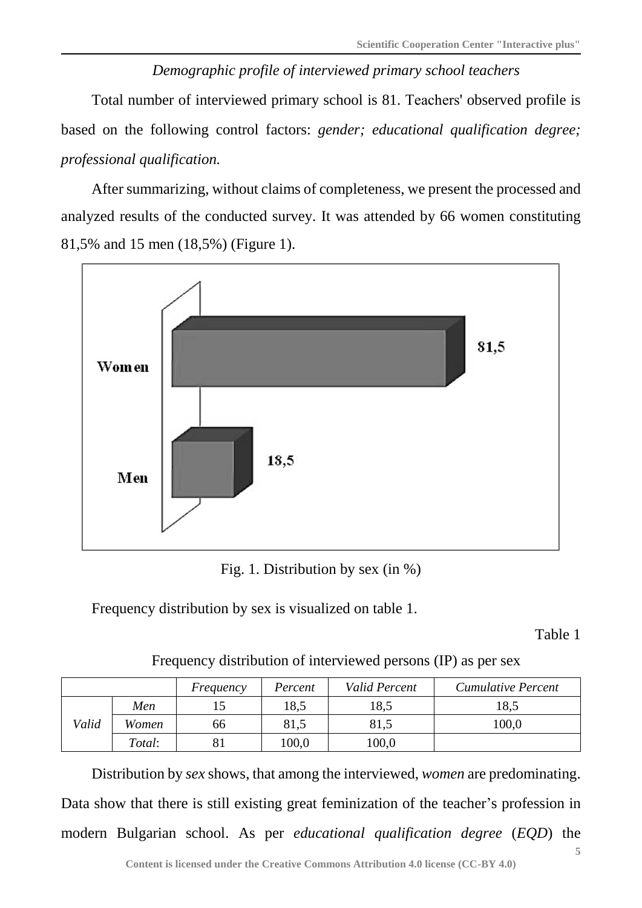*Demographic profile of interviewed primary school teachers*

Total number of interviewed primary school is 81. Teachers' observed profile is based on the following control factors: *gender; educational qualification degree; professional qualification.*

After summarizing, without claims of completeness, we present the processed and analyzed results of the conducted survey. It was attended by 66 women constituting 81,5% and 15 men (18,5%) (Figure 1).

Fig. 1. Distribution by sex (in %)

Frequency distribution by sex is visualized on table 1.

Table 1

Frequency distribution of interviewed persons (IP) as per sex

| | | *Frequency* | *Percent* | *Valid Percent* | *Cumulative Percent* |
|---|---|---|---|---|---|
| *Valid* | *Men* | 15 | 18,5 | 18,5 | 18,5 |
| | *Women* | 66 | 81,5 | 81,5 | 100,0 |
| | *Total*: | 81 | 100,0 | 100,0 | |

Distribution by *sex* shows, that among the interviewed, *women* are predominating. Data show that there is still existing great feminization of the teacher's profession in modern Bulgarian school. As per *educational qualification degree* (*EQD*) the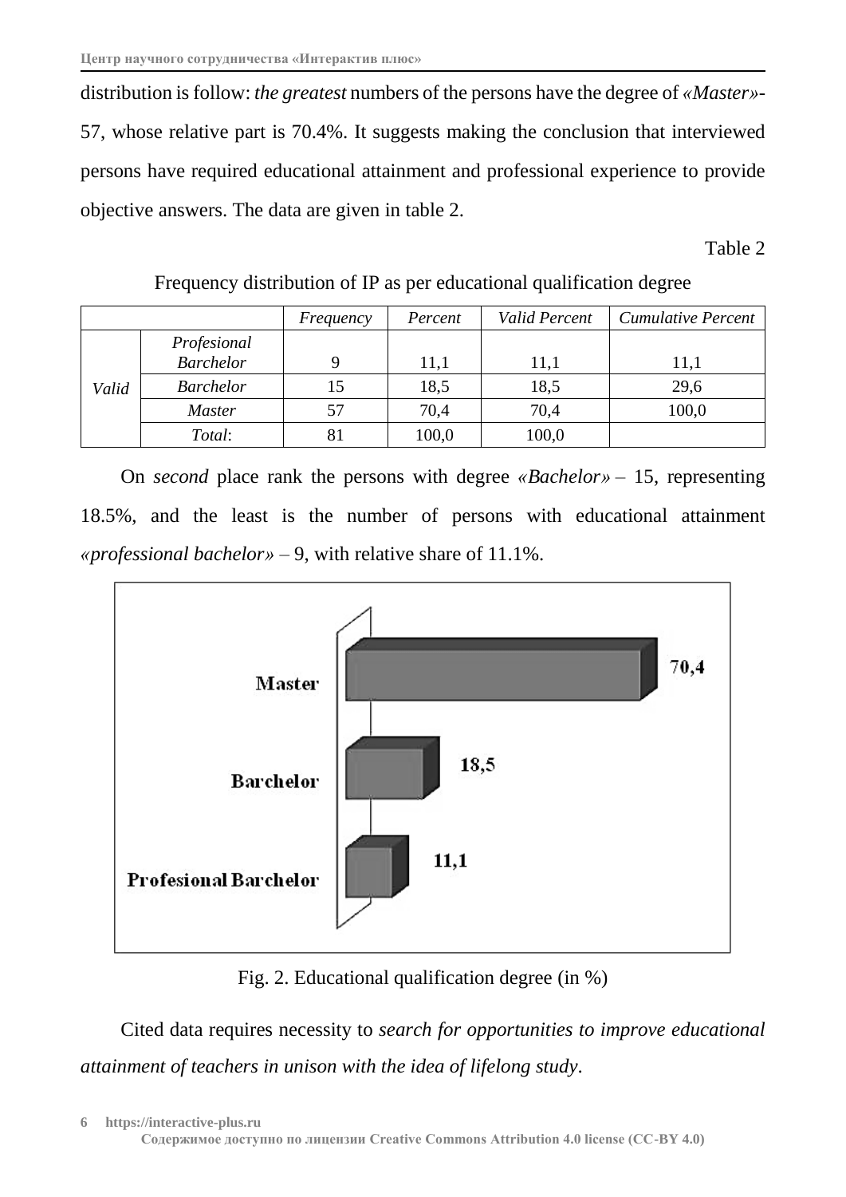distribution is follow: *the greatest* numbers of the persons have the degree of *«Master»*-57, whose relative part is 70.4%. It suggests making the conclusion that interviewed persons have required educational attainment and professional experience to provide objective answers. The data are given in table 2.

Table 2

Frequency distribution of IP as per educational qualification degree

| | | *Frequency* | *Percent* | *Valid Percent* | *Cumulative Percent* |
|---|---|---|---|---|---|
| *Valid* | *Profesional Barchelor* | 9 | 11,1 | 11,1 | 11,1 |
| | *Barchelor* | 15 | 18,5 | 18,5 | 29,6 |
| | *Master* | 57 | 70,4 | 70,4 | 100,0 |
| | *Total*: | 81 | 100,0 | 100,0 | |

On *second* place rank the persons with degree *«Bachelor»* – 15, representing 18.5%, and the least is the number of persons with educational attainment *«professional bachelor»* – 9, with relative share of 11.1%.

Fig. 2. Educational qualification degree (in %)

Cited data requires necessity to *search for opportunities to improve educational attainment of teachers in unison with the idea of lifelong study*.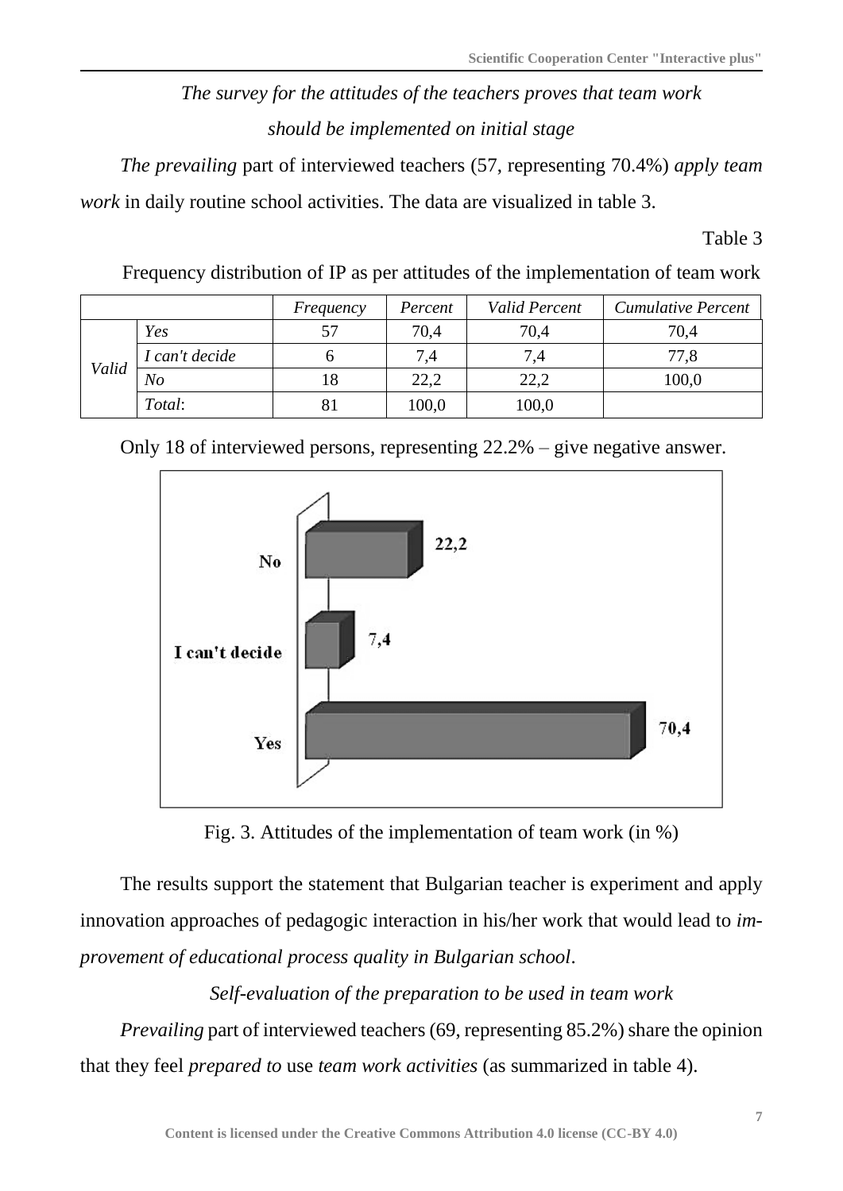*The survey for the attitudes of the teachers proves that team work should be implemented on initial stage*

*The prevailing* part of interviewed teachers (57, representing 70.4%) *apply team work* in daily routine school activities. The data are visualized in table 3.

Table 3

Frequency distribution of IP as per attitudes of the implementation of team work

| | | *Frequency* | *Percent* | *Valid Percent* | *Cumulative Percent* |
|---|---|---|---|---|---|
| *Valid* | *Yes* | 57 | 70,4 | 70,4 | 70,4 |
| | *I can't decide* | 6 | 7,4 | 7,4 | 77,8 |
| | *No* | 18 | 22,2 | 22,2 | 100,0 |
| | *Total*: | 81 | 100,0 | 100,0 | |

Only 18 of interviewed persons, representing 22.2% – give negative answer.

Fig. 3. Attitudes of the implementation of team work (in %)

The results support the statement that Bulgarian teacher is experiment and apply innovation approaches of pedagogic interaction in his/her work that would lead to *improvement of educational process quality in Bulgarian school*.

*Self-evaluation of the preparation to be used in team work*

*Prevailing* part of interviewed teachers (69, representing 85.2%) share the opinion that they feel *prepared to* use *team work activities* (as summarized in table 4).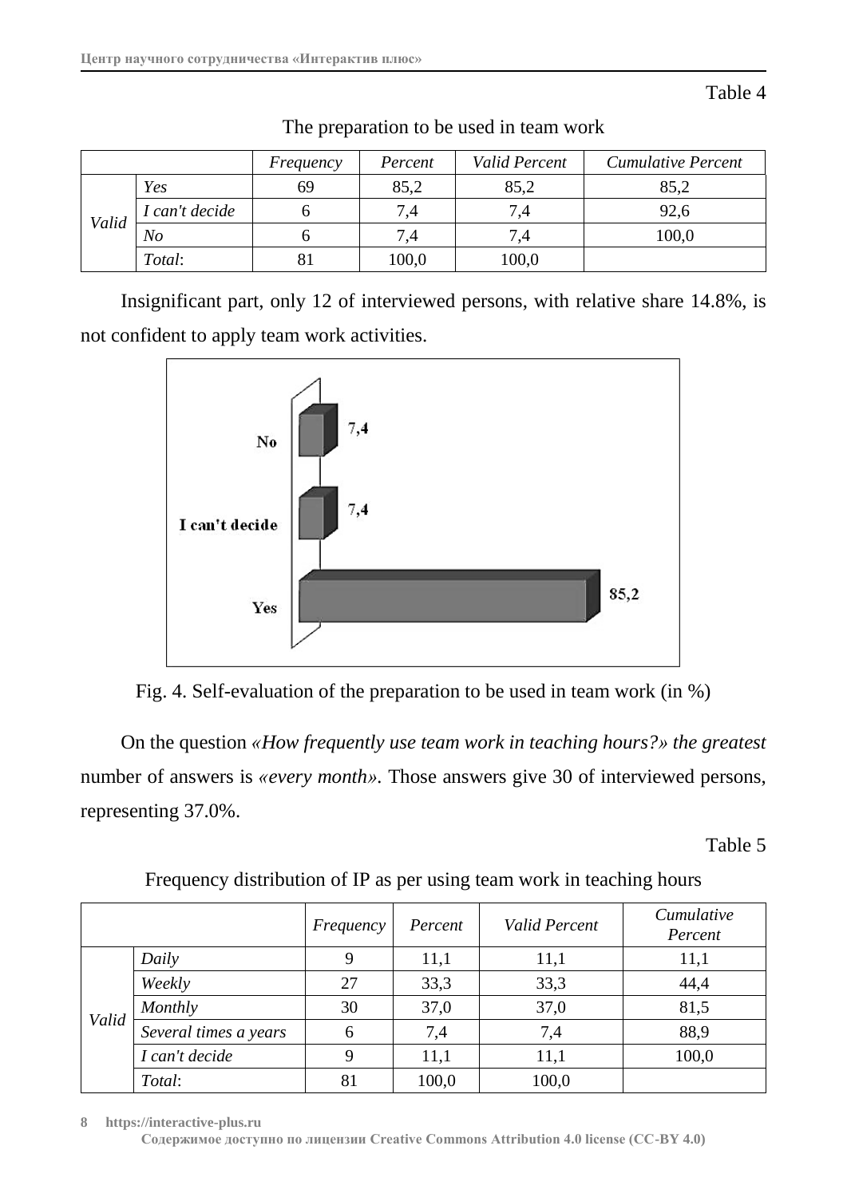Table 4

The preparation to be used in team work

| | | *Frequency* | *Percent* | *Valid Percent* | *Cumulative Percent* |
|---|---|---|---|---|---|
| *Valid* | *Yes* | 69 | 85,2 | 85,2 | 85,2 |
| | *I can't decide* | 6 | 7,4 | 7,4 | 92,6 |
| | *No* | 6 | 7,4 | 7,4 | 100,0 |
| | *Total*: | 81 | 100,0 | 100,0 | |

Insignificant part, only 12 of interviewed persons, with relative share 14.8%, is not confident to apply team work activities.

Fig. 4. Self-evaluation of the preparation to be used in team work (in %)

On the question *«How frequently use team work in teaching hours?» the greatest* number of answers is *«every month»*. Those answers give 30 of interviewed persons, representing 37.0%.

Table 5

Frequency distribution of IP as per using team work in teaching hours

| | | *Frequency* | *Percent* | *Valid Percent* | *Cumulative Percent* |
|---|---|---|---|---|---|
| *Valid* | *Daily* | 9 | 11,1 | 11,1 | 11,1 |
| | *Weekly* | 27 | 33,3 | 33,3 | 44,4 |
| | *Monthly* | 30 | 37,0 | 37,0 | 81,5 |
| | *Several times a years* | 6 | 7,4 | 7,4 | 88,9 |
| | *I can't decide* | 9 | 11,1 | 11,1 | 100,0 |
| | *Total*: | 81 | 100,0 | 100,0 | |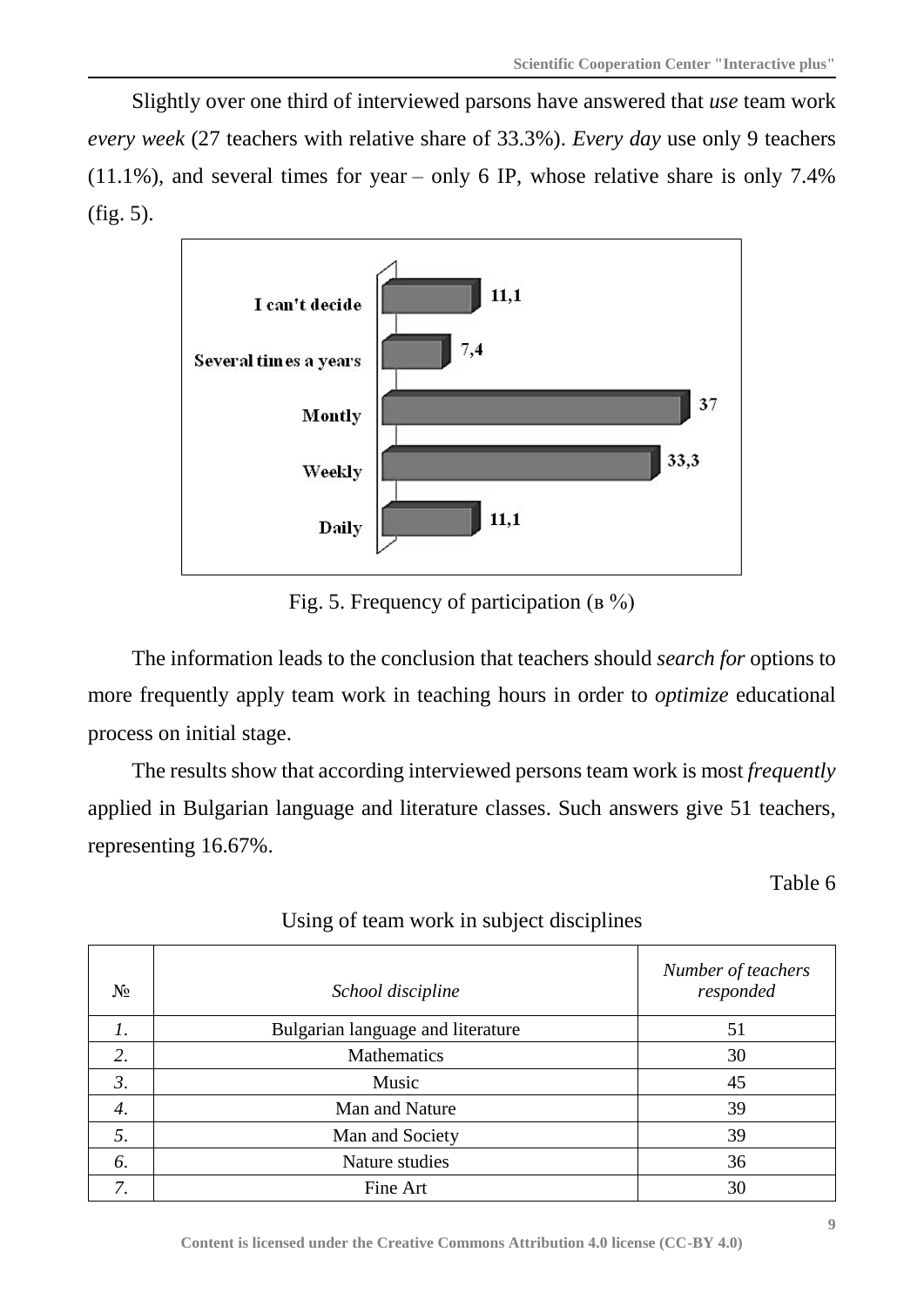Slightly over one third of interviewed parsons have answered that *use* team work *every week* (27 teachers with relative share of 33.3%). *Every day* use only 9 teachers (11.1%), and several times for year – only 6 IP, whose relative share is only 7.4% (fig. 5).

Fig. 5. Frequency of participation (в %)

The information leads to the conclusion that teachers should *search for* options to more frequently apply team work in teaching hours in order to *optimize* educational process on initial stage.

The results show that according interviewed persons team work is most *frequently* applied in Bulgarian language and literature classes. Such answers give 51 teachers, representing 16.67%.

Table 6

Using of team work in subject disciplines

| № | *School discipline* | *Number of teachers responded* |
|---|---|---|
| *1.* | Bulgarian language and literature | 51 |
| *2.* | Mathematics | 30 |
| *3.* | Music | 45 |
| *4.* | Man and Nature | 39 |
| *5.* | Man and Society | 39 |
| *6.* | Nature studies | 36 |
| *7.* | Fine Art | 30 |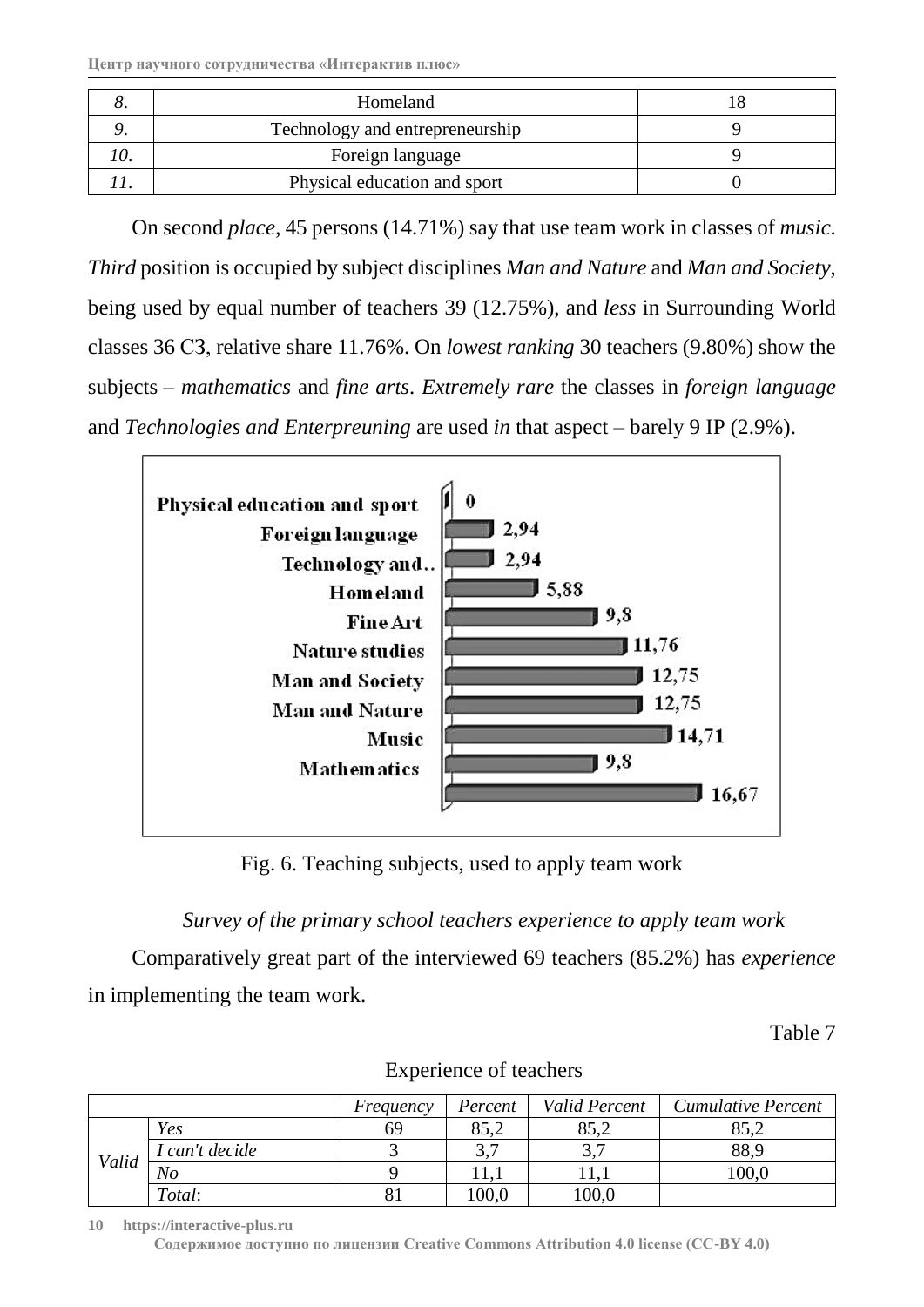| 8. | Homeland | 18 |
|---|---|---|
| 9. | Technology and entrepreneurship | 9 |
| 10. | Foreign language | 9 |
| 11. | Physical education and sport | 0 |

On second *place*, 45 persons (14.71%) say that use team work in classes of *music*. *Third* position is occupied by subject disciplines *Man and Nature* and *Man and Society*, being used by equal number of teachers 39 (12.75%), and *less* in Surrounding World classes 36 СЗ, relative share 11.76%. On *lowest ranking* 30 teachers (9.80%) show the subjects – *mathematics* and *fine arts*. *Extremely rare* the classes in *foreign language* and *Technologies and Enterpreuning* are used *in* that aspect – barely 9 IP (2.9%).

Fig. 6. Teaching subjects, used to apply team work

*Survey of the primary school teachers experience to apply team work*

Comparatively great part of the interviewed 69 teachers (85.2%) has *experience* in implementing the team work.

Table 7

Experience of teachers

| | | *Frequency* | *Percent* | *Valid Percent* | *Cumulative Percent* |
|---|---|---|---|---|---|
| *Valid* | *Yes* | 69 | 85,2 | 85,2 | 85,2 |
| | *I can't decide* | 3 | 3,7 | 3,7 | 88,9 |
| | *No* | 9 | 11,1 | 11,1 | 100,0 |
| | *Total*: | 81 | 100,0 | 100,0 | |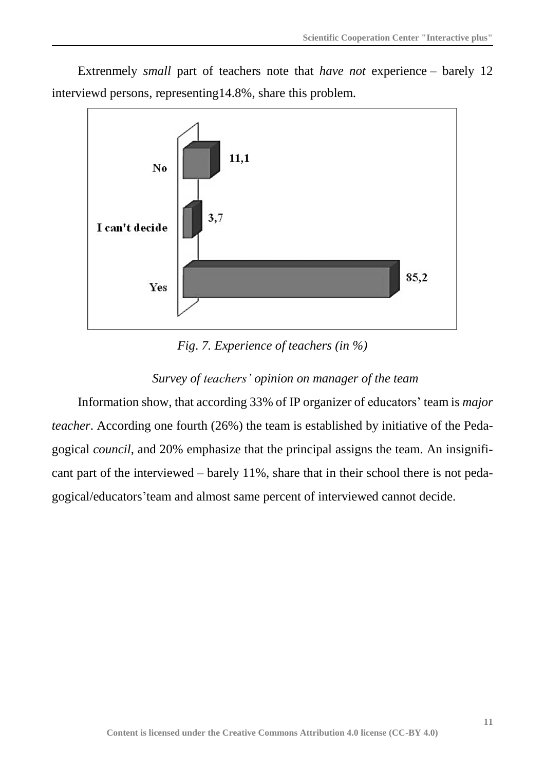Extrenmely *small* part of teachers note that *have not* experience – barely 12 interviewd persons, representing14.8%, share this problem.

*Fig. 7. Experience of teachers (in %)*

*Survey of teachers' opinion on manager of the team*

Information show, that according 33% of IP organizer of educators' team is *major teacher*. According one fourth (26%) the team is established by initiative of the Pedagogical *council*, and 20% emphasize that the principal assigns the team. An insignificant part of the interviewed – barely 11%, share that in their school there is not pedagogical/educators'team and almost same percent of interviewed cannot decide.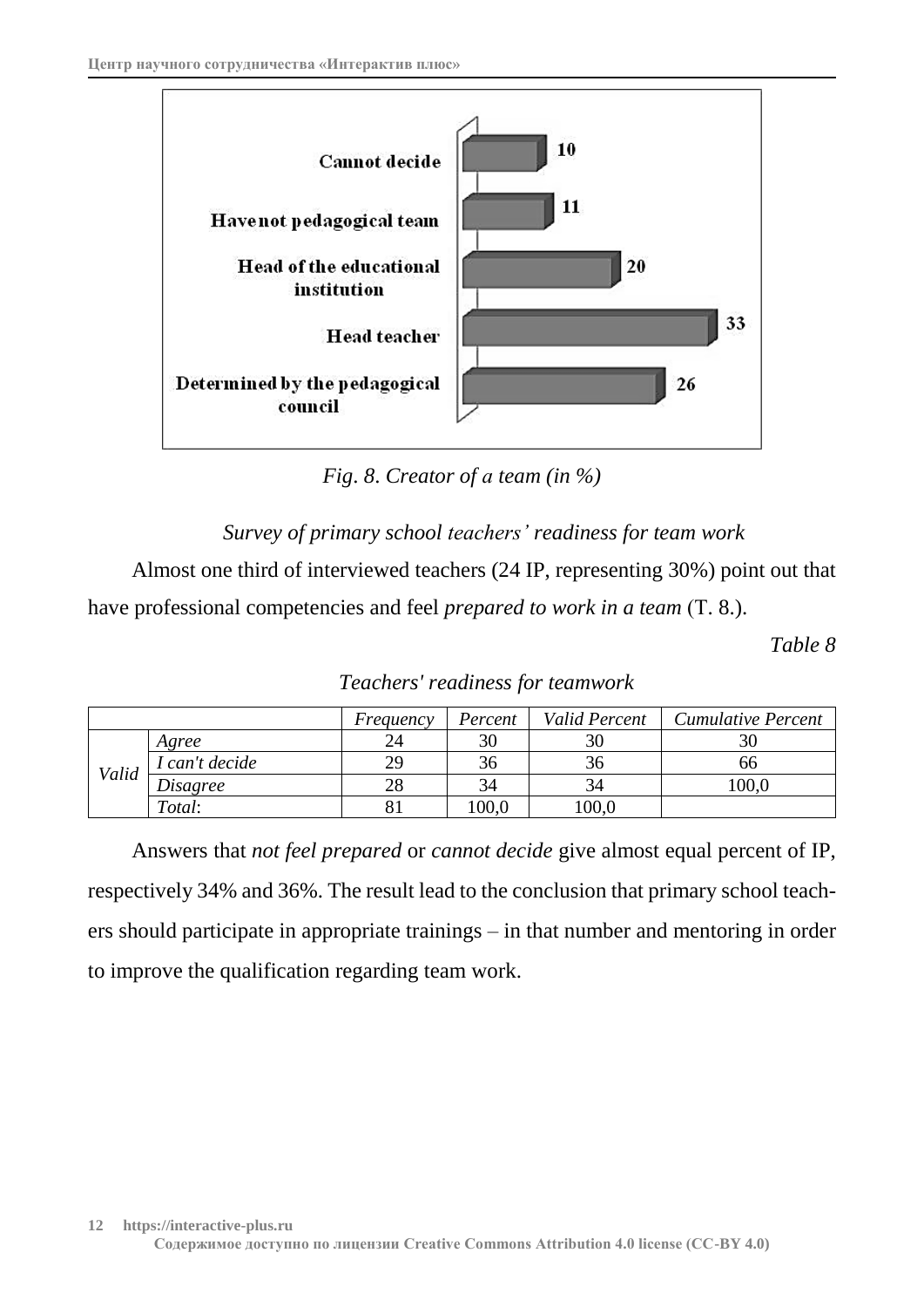*Fig. 8. Creator of a team (in %)*

*Survey of primary school teachers' readiness for team work*

Almost one third of interviewed teachers (24 IP, representing 30%) point out that have professional competencies and feel *prepared to work in a team* (T. 8.).

*Table 8*

*Teachers' readiness for teamwork*

| | | *Frequency* | *Percent* | *Valid Percent* | *Cumulative Percent* |
|---|---|---|---|---|---|
| *Valid* | *Agree* | 24 | 30 | 30 | 30 |
| | *I can't decide* | 29 | 36 | 36 | 66 |
| | *Disagree* | 28 | 34 | 34 | 100,0 |
| | *Total*: | 81 | 100,0 | 100,0 | |

Answers that *not feel prepared* or *cannot decide* give almost equal percent of IP, respectively 34% and 36%. The result lead to the conclusion that primary school teachers should participate in appropriate trainings – in that number and mentoring in order to improve the qualification regarding team work.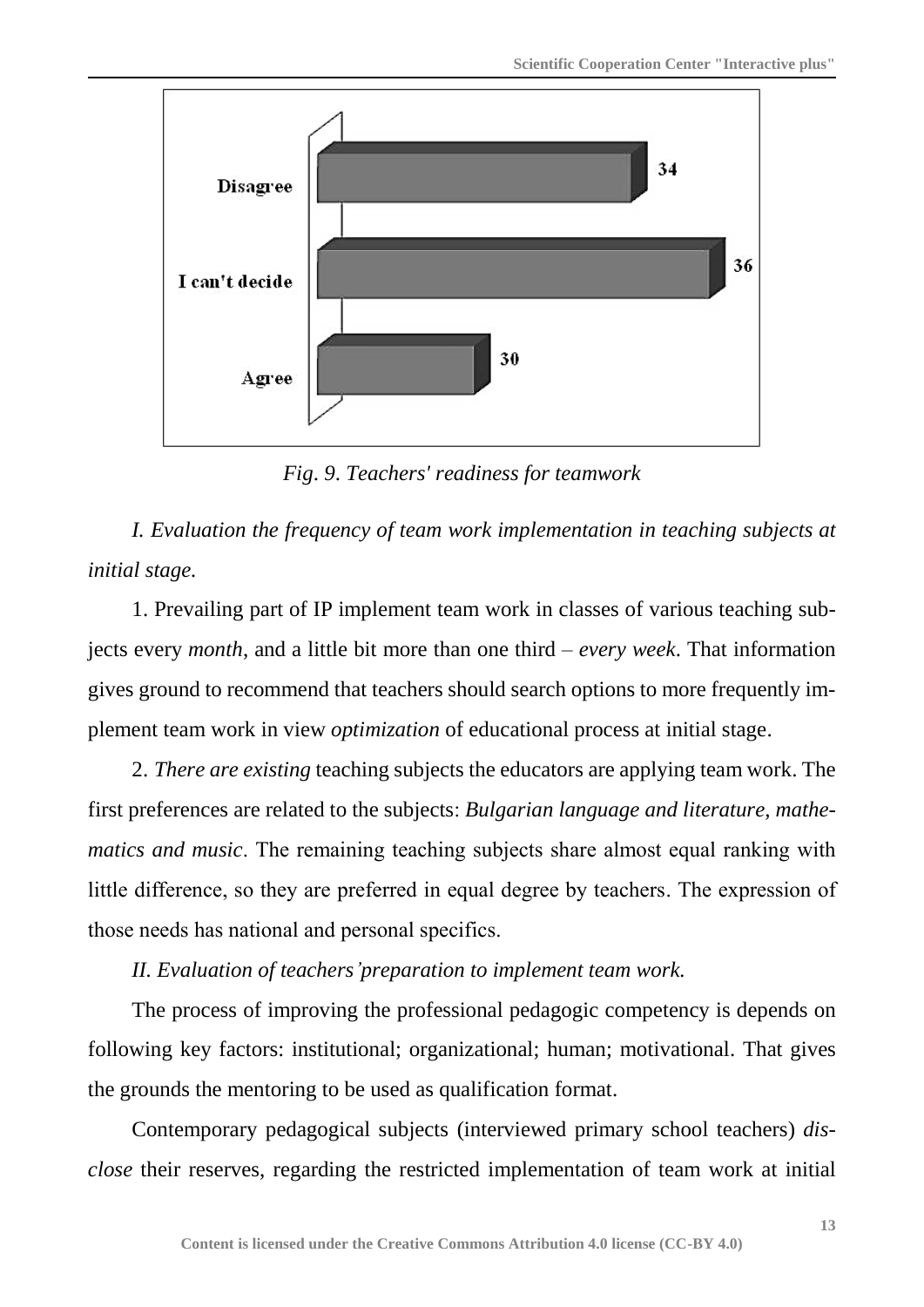*Fig. 9. Teachers' readiness for teamwork*

*I. Evaluation the frequency of team work implementation in teaching subjects at initial stage.*

1. Prevailing part of IP implement team work in classes of various teaching subjects every *month*, and a little bit more than one third – *every week*. That information gives ground to recommend that teachers should search options to more frequently implement team work in view *optimization* of educational process at initial stage.

2. *There are existing* teaching subjects the educators are applying team work. The first preferences are related to the subjects: *Bulgarian language and literature, mathematics and music*. The remaining teaching subjects share almost equal ranking with little difference, so they are preferred in equal degree by teachers. The expression of those needs has national and personal specifics.

*II. Evaluation of teachers'preparation to implement team work.*

The process of improving the professional pedagogic competency is depends on following key factors: institutional; organizational; human; motivational. That gives the grounds the mentoring to be used as qualification format.

Contemporary pedagogical subjects (interviewed primary school teachers) *disclose* their reserves, regarding the restricted implementation of team work at initial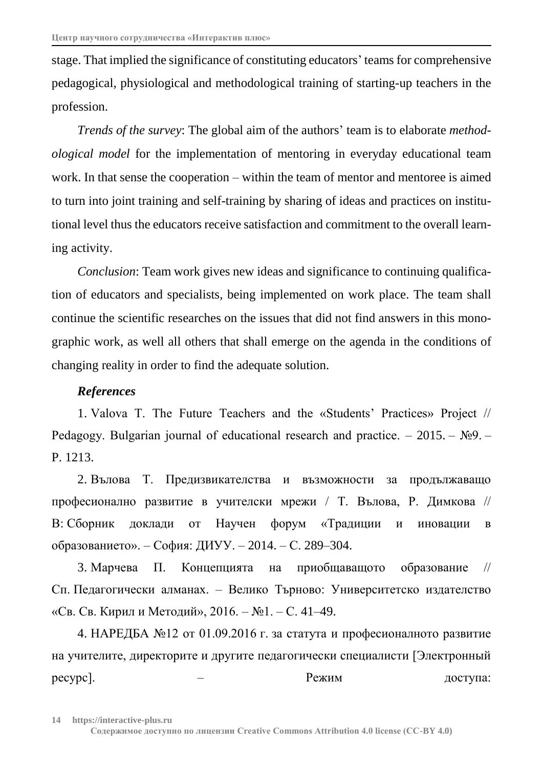stage. That implied the significance of constituting educators' teams for comprehensive pedagogical, physiological and methodological training of starting-up teachers in the profession.

*Trends of the survey*: The global aim of the authors' team is to elaborate *methodological model* for the implementation of mentoring in everyday educational team work. In that sense the cooperation – within the team of mentor and mentoree is aimed to turn into joint training and self-training by sharing of ideas and practices on institutional level thus the educators receive satisfaction and commitment to the overall learning activity.

*Conclusion*: Team work gives new ideas and significance to continuing qualification of educators and specialists, being implemented on work place. The team shall continue the scientific researches on the issues that did not find answers in this monographic work, as well all others that shall emerge on the agenda in the conditions of changing reality in order to find the adequate solution.

***References***

1. Valova T. The Future Teachers and the «Students' Practices» Project // Pedagogy. Bulgarian journal of educational research and practice. – 2015. – №9. – P. 1213.

2. Вълова Т. Предизвикателства и възможности за продължаващо професионално развитие в учителски мрежи / Т. Вълова, Р. Димкова // В: Сборник доклади от Научен форум «Традиции и иновации в образованието». – София: ДИУУ. – 2014. – С. 289–304.

3. Марчева П. Концепцията на приобщаващото образование // Сп. Педагогически алманах. – Велико Търново: Университетско издателство «Св. Св. Кирил и Методий», 2016. – №1. – С. 41–49.

4. НАРЕДБА №12 от 01.09.2016 г. за статута и професионалното развитие на учителите, директорите и другите педагогически специалисти [Электронный ресурс]. – Режим доступа: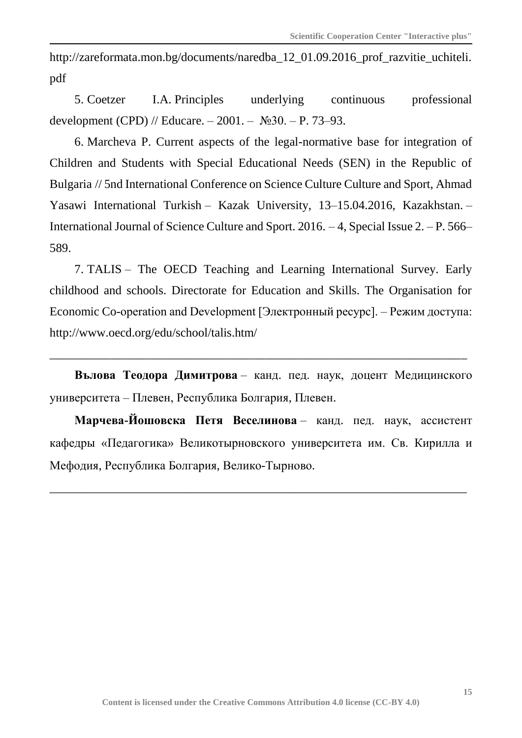http://zareformata.mon.bg/documents/naredba_12_01.09.2016_prof_razvitie_uchiteli.pdf

5. Coetzer I.A. Principles underlying continuous professional development (CPD) // Educare. – 2001. – №30. – P. 73–93.

6. Marcheva P. Current aspects of the legal-normative base for integration of Children and Students with Special Educational Needs (SEN) in the Republic of Bulgaria // 5nd International Conference on Science Culture Culture and Sport, Ahmad Yasawi International Turkish – Kazak University, 13–15.04.2016, Kazakhstan. – International Journal of Science Culture and Sport. 2016. – 4, Special Issue 2. – P. 566–589.

7. TALIS – The OECD Teaching and Learning International Survey. Early childhood and schools. Directorate for Education and Skills. The Organisation for Economic Co-operation and Development [Электронный ресурс]. – Режим доступа: http://www.oecd.org/edu/school/talis.htm/

---

**Вълова Теодора Димитрова** – канд. пед. наук, доцент Медицинского университета – Плевен, Республика Болгария, Плевен.

**Марчева-Йошовска Петя Веселинова** – канд. пед. наук, ассистент кафедры «Педагогика» Великотырновского университета им. Св. Кирилла и Мефодия, Республика Болгария, Велико-Тырново.

---